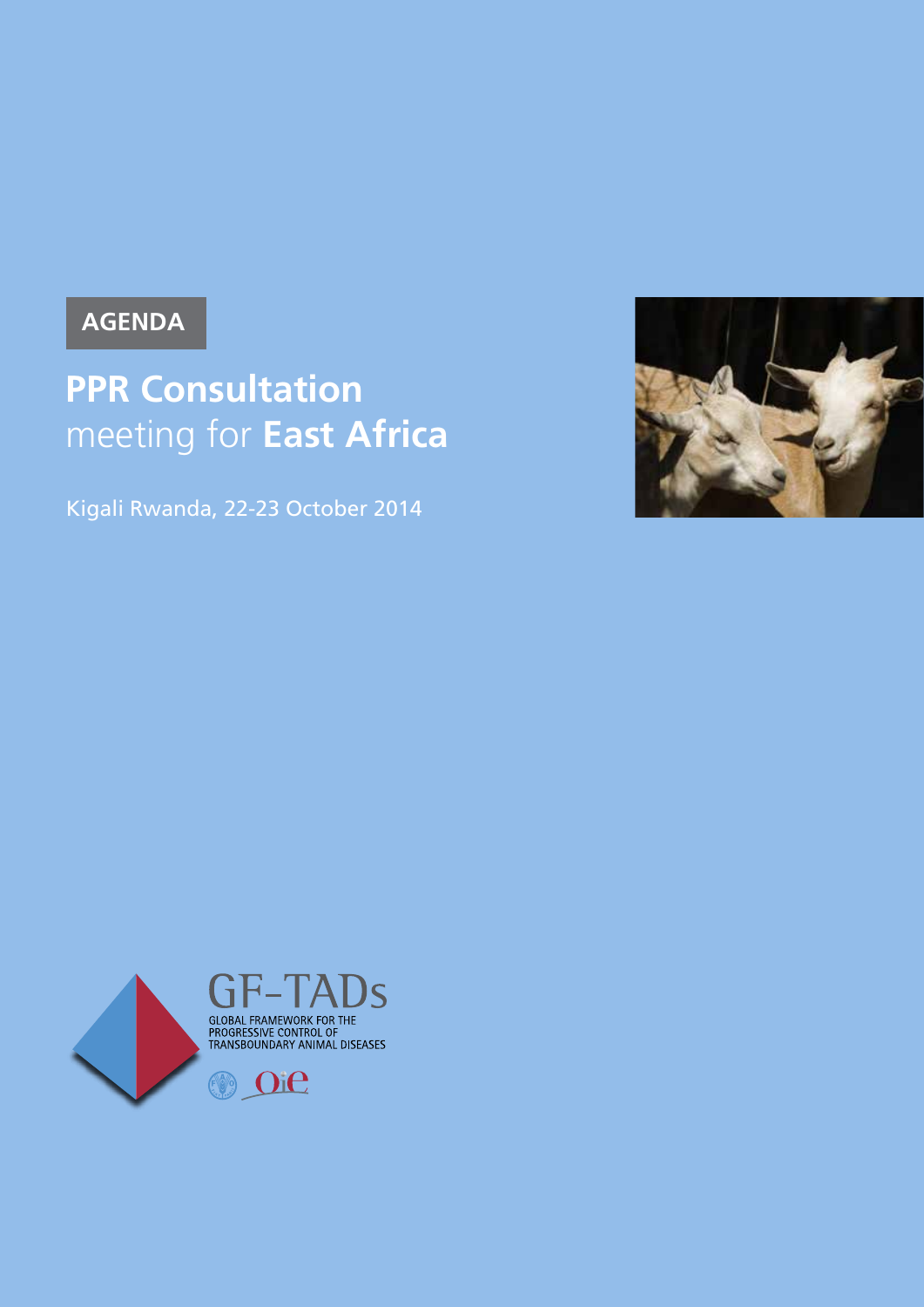AGENDA

# PPR Consultation meeting for East Africa

Kigali Rwanda, 22-23 October 2014

GF-TADs
GLOBAL FRAMEWORK FOR THE PROGRESSIVE CONTROL OF TRANSBOUNDARY ANIMAL DISEASES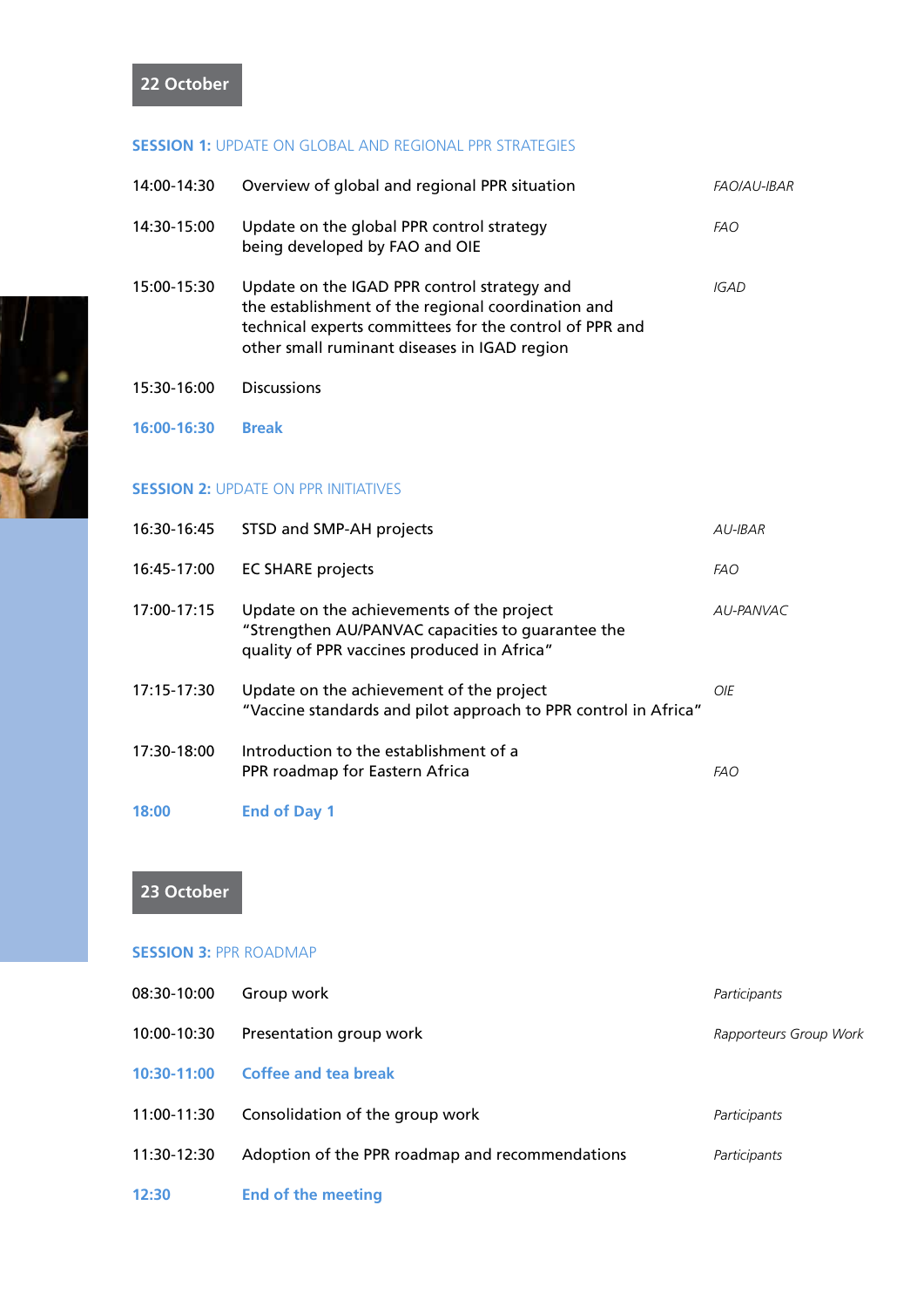## 22 October

### SESSION 1: UPDATE ON GLOBAL AND REGIONAL PPR STRATEGIES

| | | |
|---|---|---|
| 14:00-14:30 | Overview of global and regional PPR situation | *FAO/AU-IBAR* |
| 14:30-15:00 | Update on the global PPR control strategy being developed by FAO and OIE | *FAO* |
| 15:00-15:30 | Update on the IGAD PPR control strategy and the establishment of the regional coordination and technical experts committees for the control of PPR and other small ruminant diseases in IGAD region | *IGAD* |
| 15:30-16:00 | Discussions | |
| **16:00-16:30** | **Break** | |

### SESSION 2: UPDATE ON PPR INITIATIVES

| | | |
|---|---|---|
| 16:30-16:45 | STSD and SMP-AH projects | *AU-IBAR* |
| 16:45-17:00 | EC SHARE projects | *FAO* |
| 17:00-17:15 | Update on the achievements of the project "Strengthen AU/PANVAC capacities to guarantee the quality of PPR vaccines produced in Africa" | *AU-PANVAC* |
| 17:15-17:30 | Update on the achievement of the project "Vaccine standards and pilot approach to PPR control in Africa" | *OIE* |
| 17:30-18:00 | Introduction to the establishment of a PPR roadmap for Eastern Africa | *FAO* |
| **18:00** | **End of Day 1** | |

## 23 October

### SESSION 3: PPR ROADMAP

| | | |
|---|---|---|
| 08:30-10:00 | Group work | *Participants* |
| 10:00-10:30 | Presentation group work | *Rapporteurs Group Work* |
| **10:30-11:00** | **Coffee and tea break** | |
| 11:00-11:30 | Consolidation of the group work | *Participants* |
| 11:30-12:30 | Adoption of the PPR roadmap and recommendations | *Participants* |
| **12:30** | **End of the meeting** | |